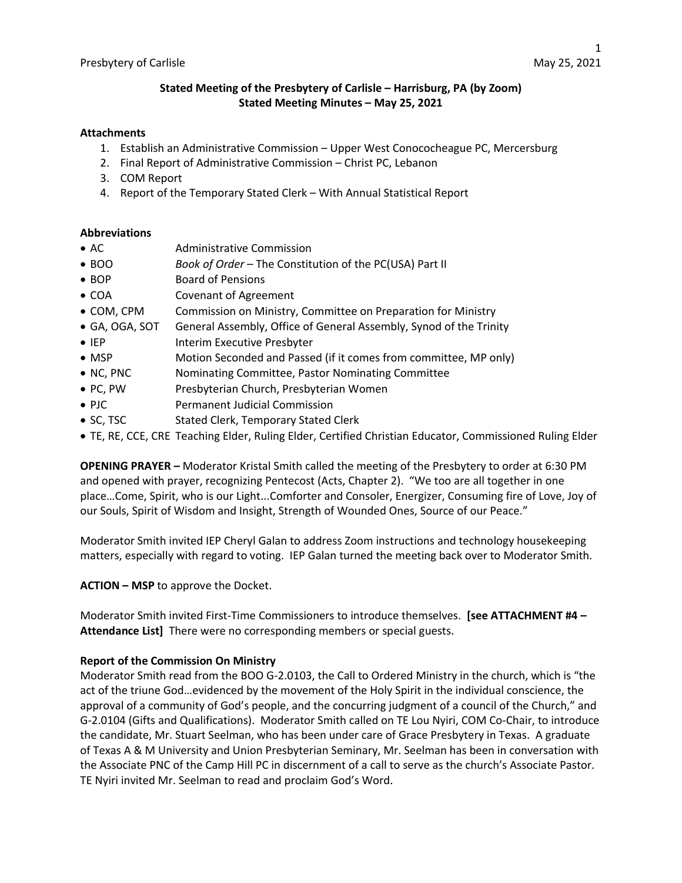## Stated Meeting of the Presbytery of Carlisle – Harrisburg, PA (by Zoom)
## Stated Meeting Minutes – May 25, 2021

**Attachments**

1. Establish an Administrative Commission – Upper West Conococheague PC, Mercersburg
2. Final Report of Administrative Commission – Christ PC, Lebanon
3. COM Report
4. Report of the Temporary Stated Clerk – With Annual Statistical Report

**Abbreviations**

- AC — Administrative Commission
- BOO — *Book of Order* – The Constitution of the PC(USA) Part II
- BOP — Board of Pensions
- COA — Covenant of Agreement
- COM, CPM — Commission on Ministry, Committee on Preparation for Ministry
- GA, OGA, SOT — General Assembly, Office of General Assembly, Synod of the Trinity
- IEP — Interim Executive Presbyter
- MSP — Motion Seconded and Passed (if it comes from committee, MP only)
- NC, PNC — Nominating Committee, Pastor Nominating Committee
- PC, PW — Presbyterian Church, Presbyterian Women
- PJC — Permanent Judicial Commission
- SC, TSC — Stated Clerk, Temporary Stated Clerk
- TE, RE, CCE, CRE — Teaching Elder, Ruling Elder, Certified Christian Educator, Commissioned Ruling Elder

**OPENING PRAYER –** Moderator Kristal Smith called the meeting of the Presbytery to order at 6:30 PM and opened with prayer, recognizing Pentecost (Acts, Chapter 2). "We too are all together in one place…Come, Spirit, who is our Light...Comforter and Consoler, Energizer, Consuming fire of Love, Joy of our Souls, Spirit of Wisdom and Insight, Strength of Wounded Ones, Source of our Peace."

Moderator Smith invited IEP Cheryl Galan to address Zoom instructions and technology housekeeping matters, especially with regard to voting. IEP Galan turned the meeting back over to Moderator Smith.

**ACTION – MSP** to approve the Docket.

Moderator Smith invited First-Time Commissioners to introduce themselves. **[see ATTACHMENT #4 – Attendance List]** There were no corresponding members or special guests.

**Report of the Commission On Ministry**

Moderator Smith read from the BOO G-2.0103, the Call to Ordered Ministry in the church, which is "the act of the triune God…evidenced by the movement of the Holy Spirit in the individual conscience, the approval of a community of God's people, and the concurring judgment of a council of the Church," and G-2.0104 (Gifts and Qualifications). Moderator Smith called on TE Lou Nyiri, COM Co-Chair, to introduce the candidate, Mr. Stuart Seelman, who has been under care of Grace Presbytery in Texas. A graduate of Texas A & M University and Union Presbyterian Seminary, Mr. Seelman has been in conversation with the Associate PNC of the Camp Hill PC in discernment of a call to serve as the church's Associate Pastor. TE Nyiri invited Mr. Seelman to read and proclaim God's Word.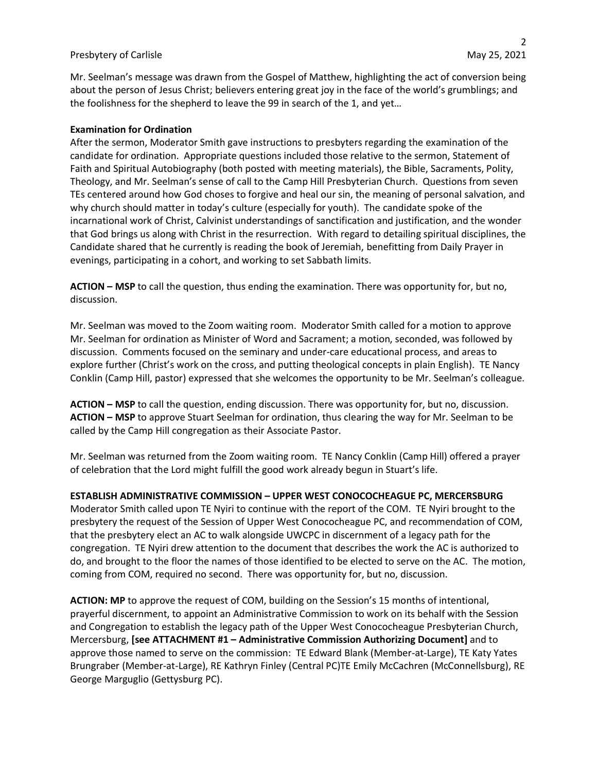Mr. Seelman's message was drawn from the Gospel of Matthew, highlighting the act of conversion being about the person of Jesus Christ; believers entering great joy in the face of the world's grumblings; and the foolishness for the shepherd to leave the 99 in search of the 1, and yet…

**Examination for Ordination**

After the sermon, Moderator Smith gave instructions to presbyters regarding the examination of the candidate for ordination. Appropriate questions included those relative to the sermon, Statement of Faith and Spiritual Autobiography (both posted with meeting materials), the Bible, Sacraments, Polity, Theology, and Mr. Seelman's sense of call to the Camp Hill Presbyterian Church. Questions from seven TEs centered around how God choses to forgive and heal our sin, the meaning of personal salvation, and why church should matter in today's culture (especially for youth). The candidate spoke of the incarnational work of Christ, Calvinist understandings of sanctification and justification, and the wonder that God brings us along with Christ in the resurrection. With regard to detailing spiritual disciplines, the Candidate shared that he currently is reading the book of Jeremiah, benefitting from Daily Prayer in evenings, participating in a cohort, and working to set Sabbath limits.

**ACTION – MSP** to call the question, thus ending the examination. There was opportunity for, but no, discussion.

Mr. Seelman was moved to the Zoom waiting room. Moderator Smith called for a motion to approve Mr. Seelman for ordination as Minister of Word and Sacrament; a motion, seconded, was followed by discussion. Comments focused on the seminary and under-care educational process, and areas to explore further (Christ's work on the cross, and putting theological concepts in plain English). TE Nancy Conklin (Camp Hill, pastor) expressed that she welcomes the opportunity to be Mr. Seelman's colleague.

**ACTION – MSP** to call the question, ending discussion. There was opportunity for, but no, discussion.
**ACTION – MSP** to approve Stuart Seelman for ordination, thus clearing the way for Mr. Seelman to be called by the Camp Hill congregation as their Associate Pastor.

Mr. Seelman was returned from the Zoom waiting room. TE Nancy Conklin (Camp Hill) offered a prayer of celebration that the Lord might fulfill the good work already begun in Stuart's life.

**ESTABLISH ADMINISTRATIVE COMMISSION – UPPER WEST CONOCOCHEAGUE PC, MERCERSBURG**

Moderator Smith called upon TE Nyiri to continue with the report of the COM. TE Nyiri brought to the presbytery the request of the Session of Upper West Conococheague PC, and recommendation of COM, that the presbytery elect an AC to walk alongside UWCPC in discernment of a legacy path for the congregation. TE Nyiri drew attention to the document that describes the work the AC is authorized to do, and brought to the floor the names of those identified to be elected to serve on the AC. The motion, coming from COM, required no second. There was opportunity for, but no, discussion.

**ACTION: MP** to approve the request of COM, building on the Session's 15 months of intentional, prayerful discernment, to appoint an Administrative Commission to work on its behalf with the Session and Congregation to establish the legacy path of the Upper West Conococheague Presbyterian Church, Mercersburg, **[see ATTACHMENT #1 – Administrative Commission Authorizing Document]** and to approve those named to serve on the commission: TE Edward Blank (Member-at-Large), TE Katy Yates Brungraber (Member-at-Large), RE Kathryn Finley (Central PC)TE Emily McCachren (McConnellsburg), RE George Marguglio (Gettysburg PC).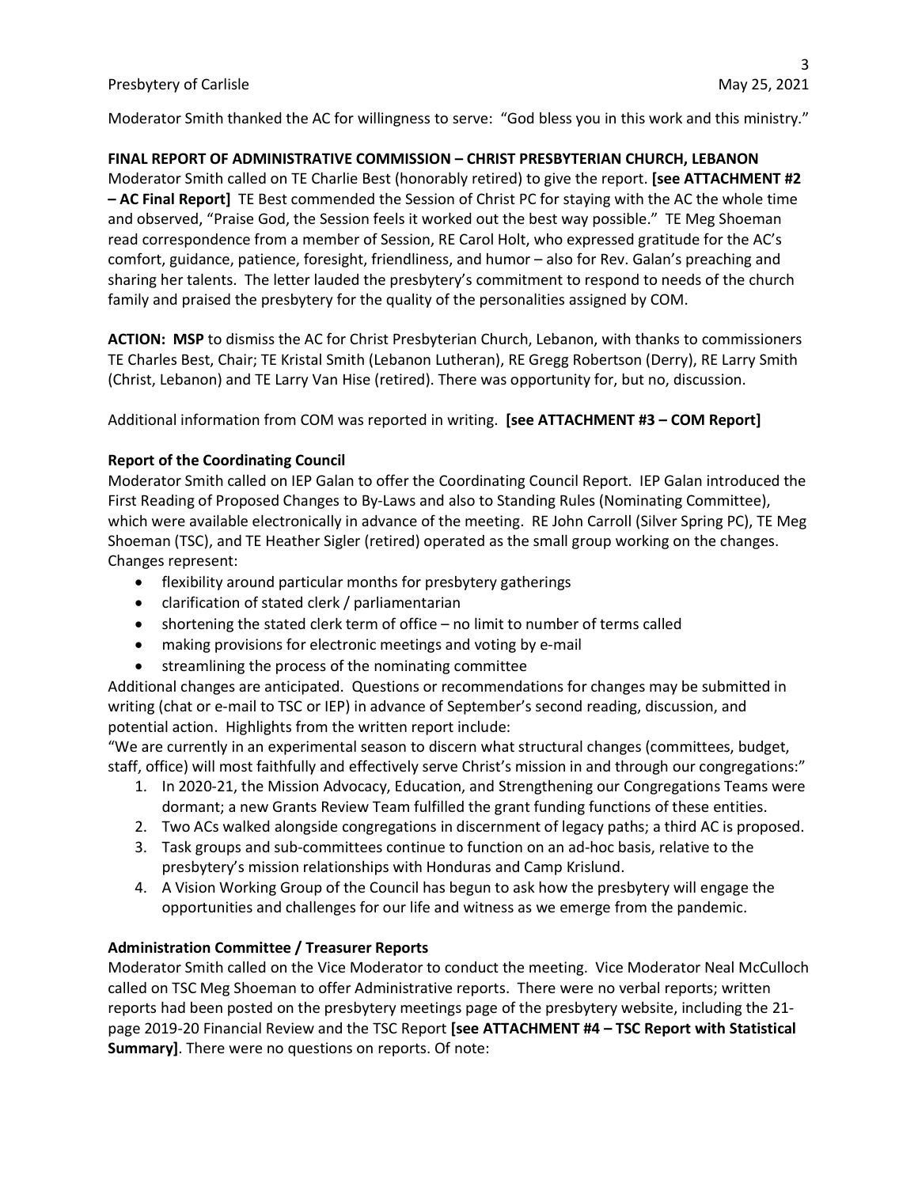Moderator Smith thanked the AC for willingness to serve: "God bless you in this work and this ministry."

**FINAL REPORT OF ADMINISTRATIVE COMMISSION – CHRIST PRESBYTERIAN CHURCH, LEBANON**

Moderator Smith called on TE Charlie Best (honorably retired) to give the report. **[see ATTACHMENT #2 – AC Final Report]** TE Best commended the Session of Christ PC for staying with the AC the whole time and observed, "Praise God, the Session feels it worked out the best way possible." TE Meg Shoeman read correspondence from a member of Session, RE Carol Holt, who expressed gratitude for the AC's comfort, guidance, patience, foresight, friendliness, and humor – also for Rev. Galan's preaching and sharing her talents. The letter lauded the presbytery's commitment to respond to needs of the church family and praised the presbytery for the quality of the personalities assigned by COM.

**ACTION: MSP** to dismiss the AC for Christ Presbyterian Church, Lebanon, with thanks to commissioners TE Charles Best, Chair; TE Kristal Smith (Lebanon Lutheran), RE Gregg Robertson (Derry), RE Larry Smith (Christ, Lebanon) and TE Larry Van Hise (retired). There was opportunity for, but no, discussion.

Additional information from COM was reported in writing. **[see ATTACHMENT #3 – COM Report]**

**Report of the Coordinating Council**

Moderator Smith called on IEP Galan to offer the Coordinating Council Report. IEP Galan introduced the First Reading of Proposed Changes to By-Laws and also to Standing Rules (Nominating Committee), which were available electronically in advance of the meeting. RE John Carroll (Silver Spring PC), TE Meg Shoeman (TSC), and TE Heather Sigler (retired) operated as the small group working on the changes. Changes represent:

- flexibility around particular months for presbytery gatherings
- clarification of stated clerk / parliamentarian
- shortening the stated clerk term of office – no limit to number of terms called
- making provisions for electronic meetings and voting by e-mail
- streamlining the process of the nominating committee

Additional changes are anticipated. Questions or recommendations for changes may be submitted in writing (chat or e-mail to TSC or IEP) in advance of September's second reading, discussion, and potential action. Highlights from the written report include:

"We are currently in an experimental season to discern what structural changes (committees, budget, staff, office) will most faithfully and effectively serve Christ's mission in and through our congregations:"

1. In 2020-21, the Mission Advocacy, Education, and Strengthening our Congregations Teams were dormant; a new Grants Review Team fulfilled the grant funding functions of these entities.
2. Two ACs walked alongside congregations in discernment of legacy paths; a third AC is proposed.
3. Task groups and sub-committees continue to function on an ad-hoc basis, relative to the presbytery's mission relationships with Honduras and Camp Krislund.
4. A Vision Working Group of the Council has begun to ask how the presbytery will engage the opportunities and challenges for our life and witness as we emerge from the pandemic.

**Administration Committee / Treasurer Reports**

Moderator Smith called on the Vice Moderator to conduct the meeting. Vice Moderator Neal McCulloch called on TSC Meg Shoeman to offer Administrative reports. There were no verbal reports; written reports had been posted on the presbytery meetings page of the presbytery website, including the 21-page 2019-20 Financial Review and the TSC Report **[see ATTACHMENT #4 – TSC Report with Statistical Summary]**. There were no questions on reports. Of note: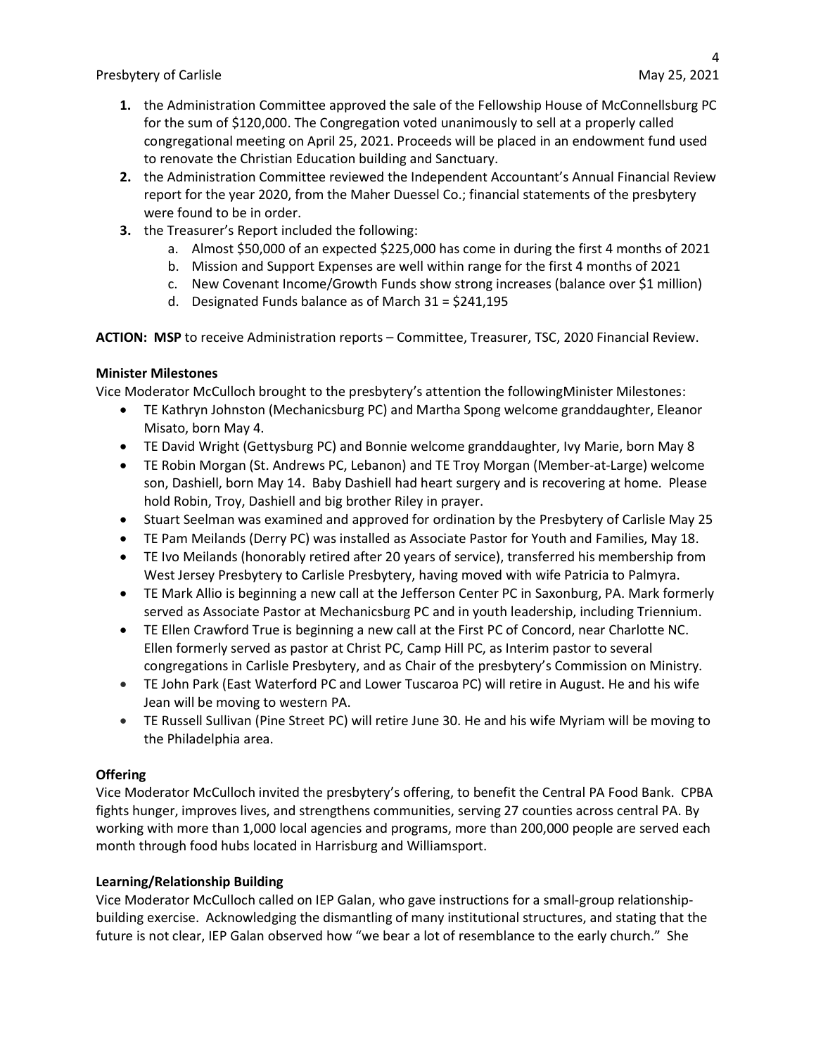1. the Administration Committee approved the sale of the Fellowship House of McConnellsburg PC for the sum of $120,000. The Congregation voted unanimously to sell at a properly called congregational meeting on April 25, 2021. Proceeds will be placed in an endowment fund used to renovate the Christian Education building and Sanctuary.
2. the Administration Committee reviewed the Independent Accountant's Annual Financial Review report for the year 2020, from the Maher Duessel Co.; financial statements of the presbytery were found to be in order.
3. the Treasurer's Report included the following:
    a. Almost $50,000 of an expected $225,000 has come in during the first 4 months of 2021
    b. Mission and Support Expenses are well within range for the first 4 months of 2021
    c. New Covenant Income/Growth Funds show strong increases (balance over $1 million)
    d. Designated Funds balance as of March 31 = $241,195

**ACTION: MSP** to receive Administration reports – Committee, Treasurer, TSC, 2020 Financial Review.

**Minister Milestones**

Vice Moderator McCulloch brought to the presbytery's attention the followingMinister Milestones:

- TE Kathryn Johnston (Mechanicsburg PC) and Martha Spong welcome granddaughter, Eleanor Misato, born May 4.
- TE David Wright (Gettysburg PC) and Bonnie welcome granddaughter, Ivy Marie, born May 8
- TE Robin Morgan (St. Andrews PC, Lebanon) and TE Troy Morgan (Member-at-Large) welcome son, Dashiell, born May 14. Baby Dashiell had heart surgery and is recovering at home. Please hold Robin, Troy, Dashiell and big brother Riley in prayer.
- Stuart Seelman was examined and approved for ordination by the Presbytery of Carlisle May 25
- TE Pam Meilands (Derry PC) was installed as Associate Pastor for Youth and Families, May 18.
- TE Ivo Meilands (honorably retired after 20 years of service), transferred his membership from West Jersey Presbytery to Carlisle Presbytery, having moved with wife Patricia to Palmyra.
- TE Mark Allio is beginning a new call at the Jefferson Center PC in Saxonburg, PA. Mark formerly served as Associate Pastor at Mechanicsburg PC and in youth leadership, including Triennium.
- TE Ellen Crawford True is beginning a new call at the First PC of Concord, near Charlotte NC. Ellen formerly served as pastor at Christ PC, Camp Hill PC, as Interim pastor to several congregations in Carlisle Presbytery, and as Chair of the presbytery's Commission on Ministry.
- TE John Park (East Waterford PC and Lower Tuscaroa PC) will retire in August. He and his wife Jean will be moving to western PA.
- TE Russell Sullivan (Pine Street PC) will retire June 30. He and his wife Myriam will be moving to the Philadelphia area.

**Offering**

Vice Moderator McCulloch invited the presbytery's offering, to benefit the Central PA Food Bank. CPBA fights hunger, improves lives, and strengthens communities, serving 27 counties across central PA. By working with more than 1,000 local agencies and programs, more than 200,000 people are served each month through food hubs located in Harrisburg and Williamsport.

**Learning/Relationship Building**

Vice Moderator McCulloch called on IEP Galan, who gave instructions for a small-group relationship-building exercise. Acknowledging the dismantling of many institutional structures, and stating that the future is not clear, IEP Galan observed how "we bear a lot of resemblance to the early church." She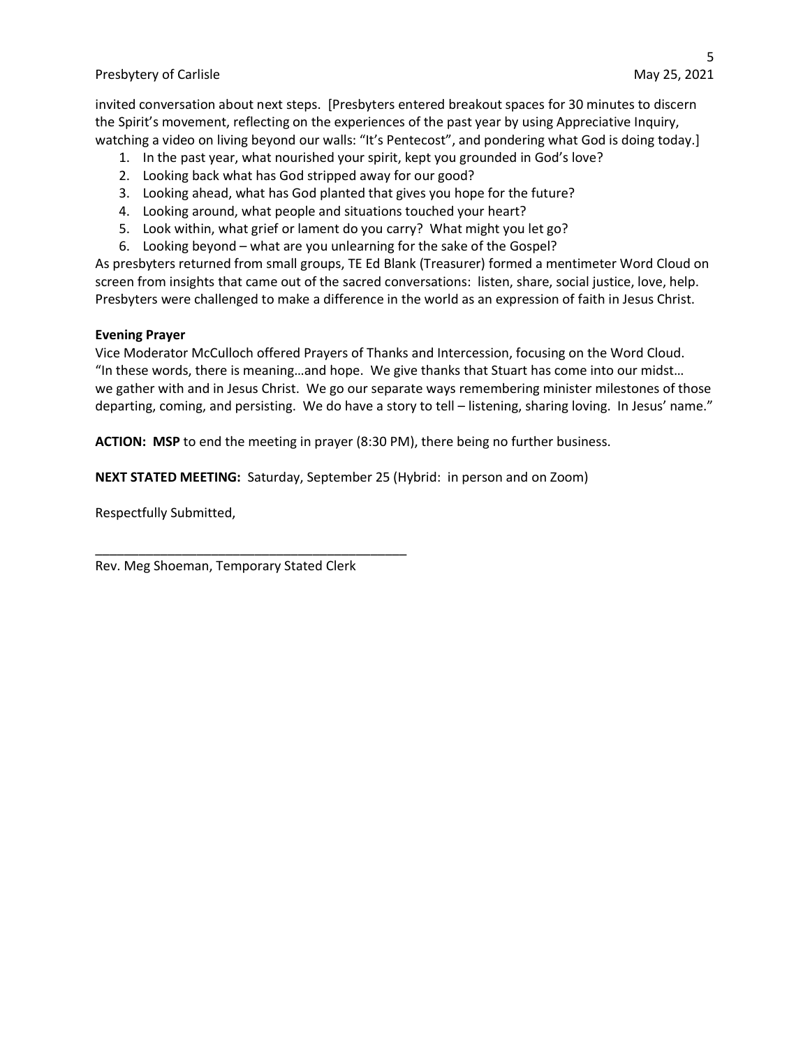invited conversation about next steps. [Presbyters entered breakout spaces for 30 minutes to discern the Spirit's movement, reflecting on the experiences of the past year by using Appreciative Inquiry, watching a video on living beyond our walls: "It's Pentecost", and pondering what God is doing today.]

1. In the past year, what nourished your spirit, kept you grounded in God's love?
2. Looking back what has God stripped away for our good?
3. Looking ahead, what has God planted that gives you hope for the future?
4. Looking around, what people and situations touched your heart?
5. Look within, what grief or lament do you carry? What might you let go?
6. Looking beyond – what are you unlearning for the sake of the Gospel?

As presbyters returned from small groups, TE Ed Blank (Treasurer) formed a mentimeter Word Cloud on screen from insights that came out of the sacred conversations: listen, share, social justice, love, help. Presbyters were challenged to make a difference in the world as an expression of faith in Jesus Christ.

**Evening Prayer**

Vice Moderator McCulloch offered Prayers of Thanks and Intercession, focusing on the Word Cloud. "In these words, there is meaning…and hope. We give thanks that Stuart has come into our midst… we gather with and in Jesus Christ. We go our separate ways remembering minister milestones of those departing, coming, and persisting. We do have a story to tell – listening, sharing loving. In Jesus' name."

**ACTION: MSP** to end the meeting in prayer (8:30 PM), there being no further business.

**NEXT STATED MEETING:** Saturday, September 25 (Hybrid: in person and on Zoom)

Respectfully Submitted,

_____________________________________________

Rev. Meg Shoeman, Temporary Stated Clerk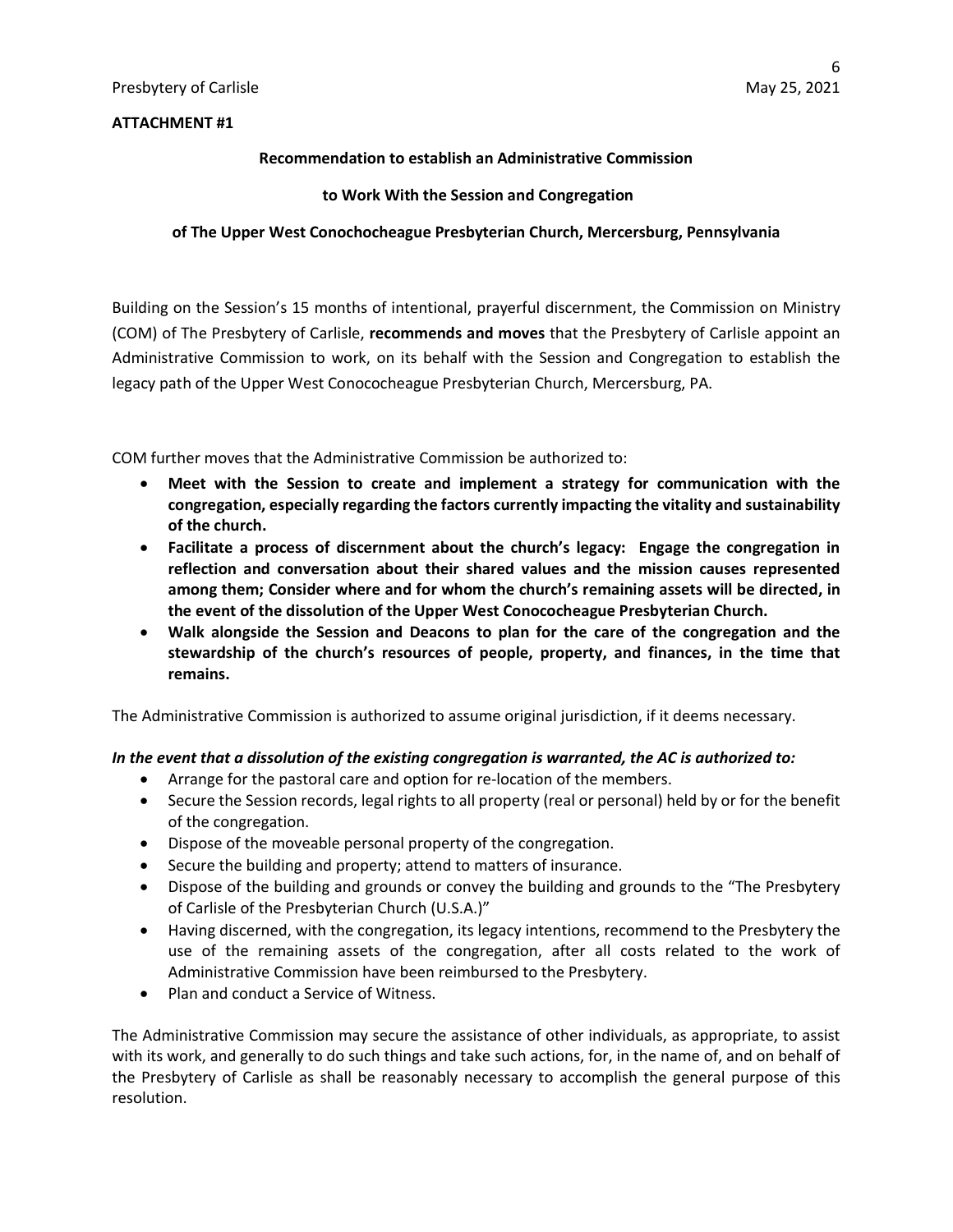**ATTACHMENT #1**

**Recommendation to establish an Administrative Commission**

**to Work With the Session and Congregation**

**of The Upper West Conochocheague Presbyterian Church, Mercersburg, Pennsylvania**

Building on the Session's 15 months of intentional, prayerful discernment, the Commission on Ministry (COM) of The Presbytery of Carlisle, **recommends and moves** that the Presbytery of Carlisle appoint an Administrative Commission to work, on its behalf with the Session and Congregation to establish the legacy path of the Upper West Conococheague Presbyterian Church, Mercersburg, PA.

COM further moves that the Administrative Commission be authorized to:

- **Meet with the Session to create and implement a strategy for communication with the congregation, especially regarding the factors currently impacting the vitality and sustainability of the church.**
- **Facilitate a process of discernment about the church's legacy: Engage the congregation in reflection and conversation about their shared values and the mission causes represented among them; Consider where and for whom the church's remaining assets will be directed, in the event of the dissolution of the Upper West Conococheague Presbyterian Church.**
- **Walk alongside the Session and Deacons to plan for the care of the congregation and the stewardship of the church's resources of people, property, and finances, in the time that remains.**

The Administrative Commission is authorized to assume original jurisdiction, if it deems necessary.

***In the event that a dissolution of the existing congregation is warranted, the AC is authorized to:***

- Arrange for the pastoral care and option for re-location of the members.
- Secure the Session records, legal rights to all property (real or personal) held by or for the benefit of the congregation.
- Dispose of the moveable personal property of the congregation.
- Secure the building and property; attend to matters of insurance.
- Dispose of the building and grounds or convey the building and grounds to the "The Presbytery of Carlisle of the Presbyterian Church (U.S.A.)"
- Having discerned, with the congregation, its legacy intentions, recommend to the Presbytery the use of the remaining assets of the congregation, after all costs related to the work of Administrative Commission have been reimbursed to the Presbytery.
- Plan and conduct a Service of Witness.

The Administrative Commission may secure the assistance of other individuals, as appropriate, to assist with its work, and generally to do such things and take such actions, for, in the name of, and on behalf of the Presbytery of Carlisle as shall be reasonably necessary to accomplish the general purpose of this resolution.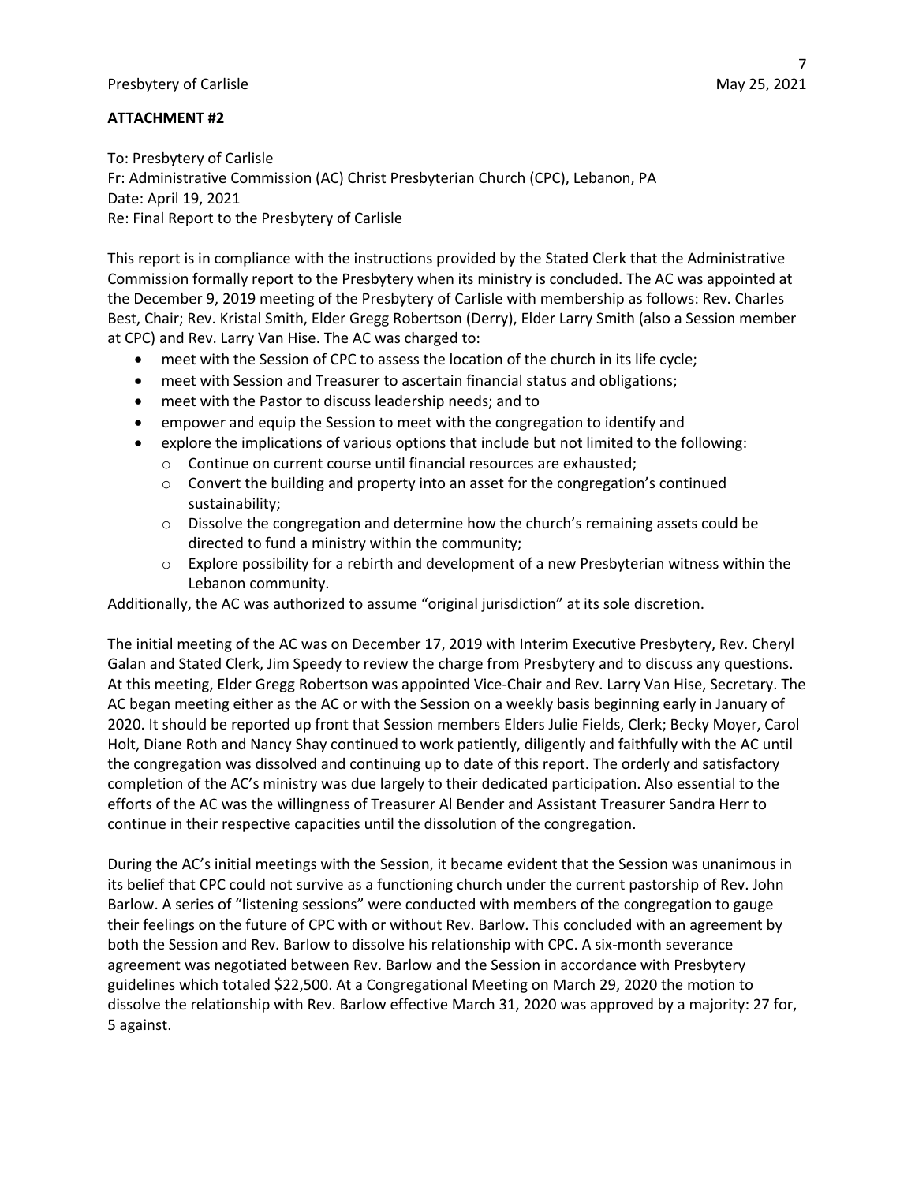**ATTACHMENT #2**

To: Presbytery of Carlisle
Fr: Administrative Commission (AC) Christ Presbyterian Church (CPC), Lebanon, PA
Date: April 19, 2021
Re: Final Report to the Presbytery of Carlisle

This report is in compliance with the instructions provided by the Stated Clerk that the Administrative Commission formally report to the Presbytery when its ministry is concluded. The AC was appointed at the December 9, 2019 meeting of the Presbytery of Carlisle with membership as follows: Rev. Charles Best, Chair; Rev. Kristal Smith, Elder Gregg Robertson (Derry), Elder Larry Smith (also a Session member at CPC) and Rev. Larry Van Hise. The AC was charged to:

- meet with the Session of CPC to assess the location of the church in its life cycle;
- meet with Session and Treasurer to ascertain financial status and obligations;
- meet with the Pastor to discuss leadership needs; and to
- empower and equip the Session to meet with the congregation to identify and
- explore the implications of various options that include but not limited to the following:
  - Continue on current course until financial resources are exhausted;
  - Convert the building and property into an asset for the congregation's continued sustainability;
  - Dissolve the congregation and determine how the church's remaining assets could be directed to fund a ministry within the community;
  - Explore possibility for a rebirth and development of a new Presbyterian witness within the Lebanon community.

Additionally, the AC was authorized to assume "original jurisdiction" at its sole discretion.

The initial meeting of the AC was on December 17, 2019 with Interim Executive Presbytery, Rev. Cheryl Galan and Stated Clerk, Jim Speedy to review the charge from Presbytery and to discuss any questions. At this meeting, Elder Gregg Robertson was appointed Vice-Chair and Rev. Larry Van Hise, Secretary. The AC began meeting either as the AC or with the Session on a weekly basis beginning early in January of 2020. It should be reported up front that Session members Elders Julie Fields, Clerk; Becky Moyer, Carol Holt, Diane Roth and Nancy Shay continued to work patiently, diligently and faithfully with the AC until the congregation was dissolved and continuing up to date of this report. The orderly and satisfactory completion of the AC's ministry was due largely to their dedicated participation. Also essential to the efforts of the AC was the willingness of Treasurer Al Bender and Assistant Treasurer Sandra Herr to continue in their respective capacities until the dissolution of the congregation.

During the AC's initial meetings with the Session, it became evident that the Session was unanimous in its belief that CPC could not survive as a functioning church under the current pastorship of Rev. John Barlow. A series of "listening sessions" were conducted with members of the congregation to gauge their feelings on the future of CPC with or without Rev. Barlow. This concluded with an agreement by both the Session and Rev. Barlow to dissolve his relationship with CPC. A six-month severance agreement was negotiated between Rev. Barlow and the Session in accordance with Presbytery guidelines which totaled $22,500. At a Congregational Meeting on March 29, 2020 the motion to dissolve the relationship with Rev. Barlow effective March 31, 2020 was approved by a majority: 27 for, 5 against.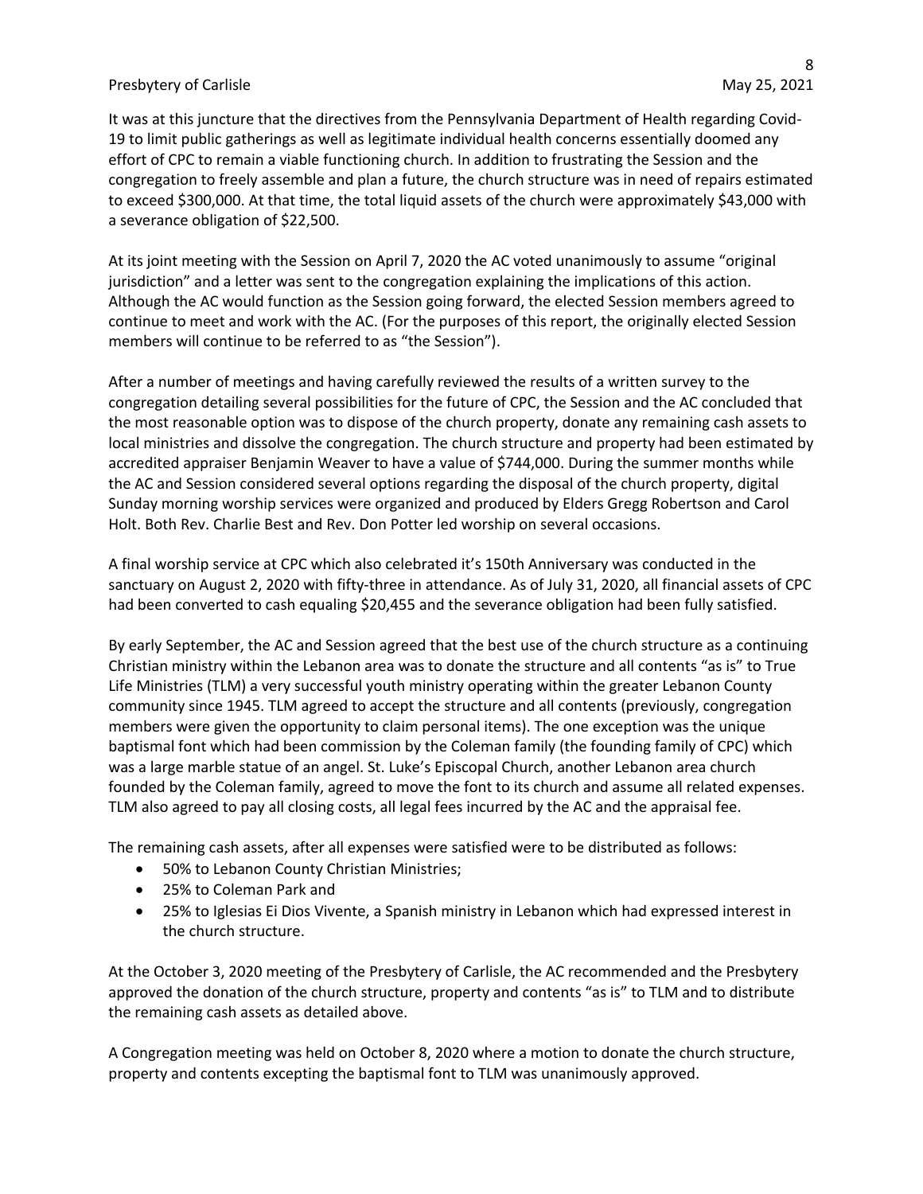It was at this juncture that the directives from the Pennsylvania Department of Health regarding Covid-19 to limit public gatherings as well as legitimate individual health concerns essentially doomed any effort of CPC to remain a viable functioning church. In addition to frustrating the Session and the congregation to freely assemble and plan a future, the church structure was in need of repairs estimated to exceed $300,000. At that time, the total liquid assets of the church were approximately $43,000 with a severance obligation of $22,500.

At its joint meeting with the Session on April 7, 2020 the AC voted unanimously to assume "original jurisdiction" and a letter was sent to the congregation explaining the implications of this action. Although the AC would function as the Session going forward, the elected Session members agreed to continue to meet and work with the AC. (For the purposes of this report, the originally elected Session members will continue to be referred to as "the Session").

After a number of meetings and having carefully reviewed the results of a written survey to the congregation detailing several possibilities for the future of CPC, the Session and the AC concluded that the most reasonable option was to dispose of the church property, donate any remaining cash assets to local ministries and dissolve the congregation. The church structure and property had been estimated by accredited appraiser Benjamin Weaver to have a value of $744,000. During the summer months while the AC and Session considered several options regarding the disposal of the church property, digital Sunday morning worship services were organized and produced by Elders Gregg Robertson and Carol Holt. Both Rev. Charlie Best and Rev. Don Potter led worship on several occasions.

A final worship service at CPC which also celebrated it's 150th Anniversary was conducted in the sanctuary on August 2, 2020 with fifty-three in attendance. As of July 31, 2020, all financial assets of CPC had been converted to cash equaling $20,455 and the severance obligation had been fully satisfied.

By early September, the AC and Session agreed that the best use of the church structure as a continuing Christian ministry within the Lebanon area was to donate the structure and all contents "as is" to True Life Ministries (TLM) a very successful youth ministry operating within the greater Lebanon County community since 1945. TLM agreed to accept the structure and all contents (previously, congregation members were given the opportunity to claim personal items). The one exception was the unique baptismal font which had been commission by the Coleman family (the founding family of CPC) which was a large marble statue of an angel. St. Luke's Episcopal Church, another Lebanon area church founded by the Coleman family, agreed to move the font to its church and assume all related expenses. TLM also agreed to pay all closing costs, all legal fees incurred by the AC and the appraisal fee.

The remaining cash assets, after all expenses were satisfied were to be distributed as follows:

- 50% to Lebanon County Christian Ministries;
- 25% to Coleman Park and
- 25% to Iglesias Ei Dios Vivente, a Spanish ministry in Lebanon which had expressed interest in the church structure.

At the October 3, 2020 meeting of the Presbytery of Carlisle, the AC recommended and the Presbytery approved the donation of the church structure, property and contents "as is" to TLM and to distribute the remaining cash assets as detailed above.

A Congregation meeting was held on October 8, 2020 where a motion to donate the church structure, property and contents excepting the baptismal font to TLM was unanimously approved.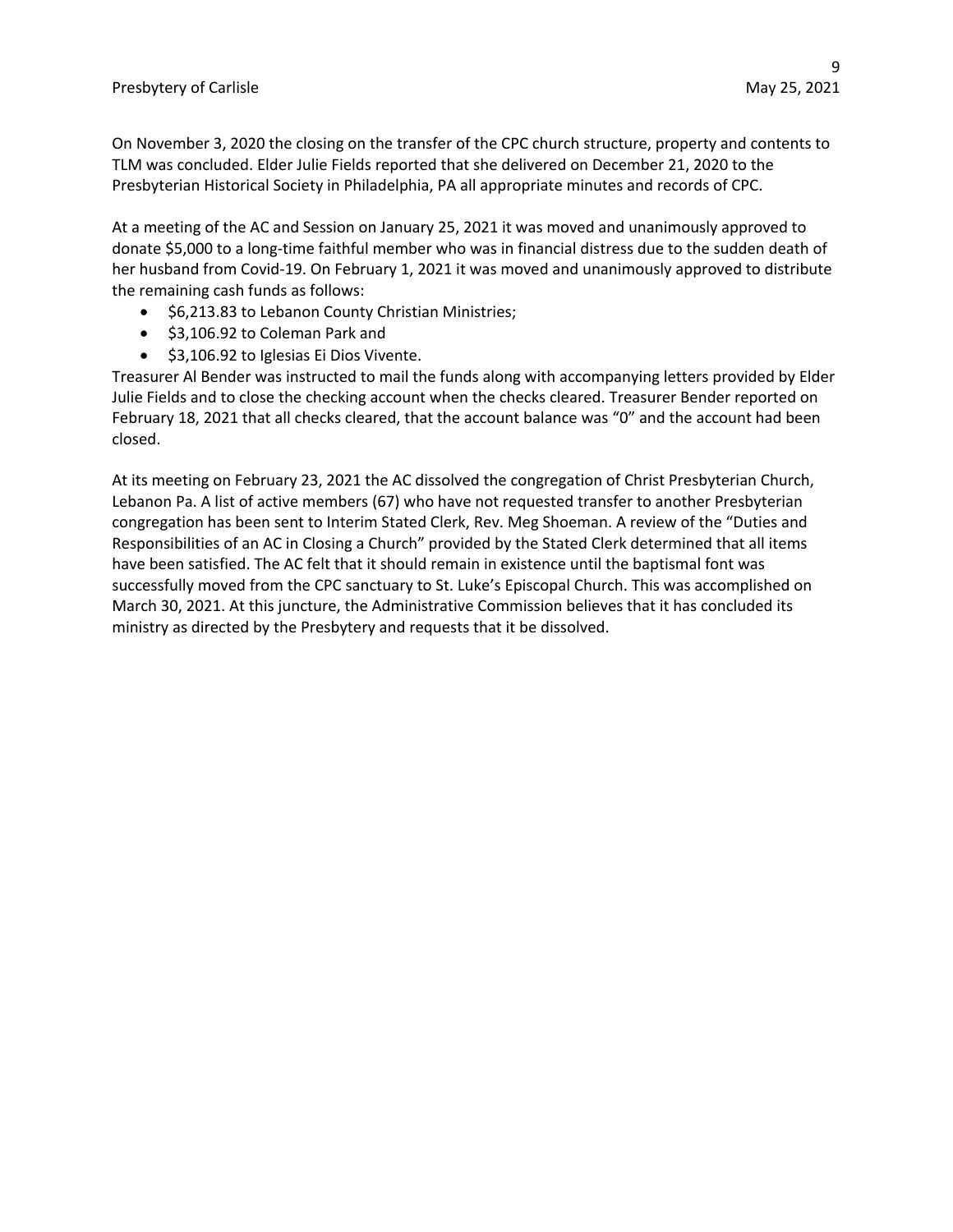On November 3, 2020 the closing on the transfer of the CPC church structure, property and contents to TLM was concluded. Elder Julie Fields reported that she delivered on December 21, 2020 to the Presbyterian Historical Society in Philadelphia, PA all appropriate minutes and records of CPC.

At a meeting of the AC and Session on January 25, 2021 it was moved and unanimously approved to donate $5,000 to a long-time faithful member who was in financial distress due to the sudden death of her husband from Covid-19. On February 1, 2021 it was moved and unanimously approved to distribute the remaining cash funds as follows:

- $6,213.83 to Lebanon County Christian Ministries;
- $3,106.92 to Coleman Park and
- $3,106.92 to Iglesias Ei Dios Vivente.

Treasurer Al Bender was instructed to mail the funds along with accompanying letters provided by Elder Julie Fields and to close the checking account when the checks cleared. Treasurer Bender reported on February 18, 2021 that all checks cleared, that the account balance was "0" and the account had been closed.

At its meeting on February 23, 2021 the AC dissolved the congregation of Christ Presbyterian Church, Lebanon Pa. A list of active members (67) who have not requested transfer to another Presbyterian congregation has been sent to Interim Stated Clerk, Rev. Meg Shoeman. A review of the "Duties and Responsibilities of an AC in Closing a Church" provided by the Stated Clerk determined that all items have been satisfied. The AC felt that it should remain in existence until the baptismal font was successfully moved from the CPC sanctuary to St. Luke's Episcopal Church. This was accomplished on March 30, 2021. At this juncture, the Administrative Commission believes that it has concluded its ministry as directed by the Presbytery and requests that it be dissolved.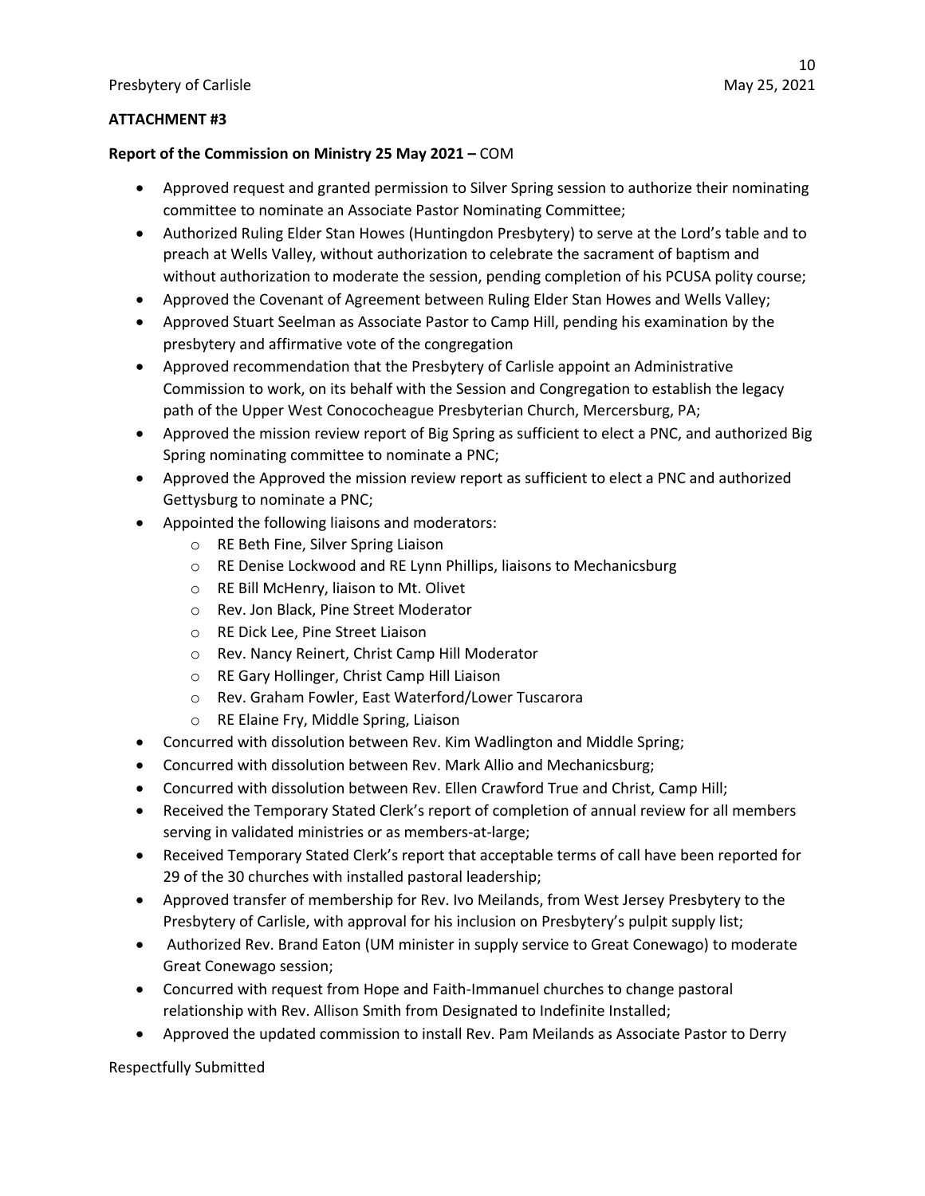**ATTACHMENT #3**

**Report of the Commission on Ministry 25 May 2021 –** COM

- Approved request and granted permission to Silver Spring session to authorize their nominating committee to nominate an Associate Pastor Nominating Committee;
- Authorized Ruling Elder Stan Howes (Huntingdon Presbytery) to serve at the Lord's table and to preach at Wells Valley, without authorization to celebrate the sacrament of baptism and without authorization to moderate the session, pending completion of his PCUSA polity course;
- Approved the Covenant of Agreement between Ruling Elder Stan Howes and Wells Valley;
- Approved Stuart Seelman as Associate Pastor to Camp Hill, pending his examination by the presbytery and affirmative vote of the congregation
- Approved recommendation that the Presbytery of Carlisle appoint an Administrative Commission to work, on its behalf with the Session and Congregation to establish the legacy path of the Upper West Conococheague Presbyterian Church, Mercersburg, PA;
- Approved the mission review report of Big Spring as sufficient to elect a PNC, and authorized Big Spring nominating committee to nominate a PNC;
- Approved the Approved the mission review report as sufficient to elect a PNC and authorized Gettysburg to nominate a PNC;
- Appointed the following liaisons and moderators:
  - RE Beth Fine, Silver Spring Liaison
  - RE Denise Lockwood and RE Lynn Phillips, liaisons to Mechanicsburg
  - RE Bill McHenry, liaison to Mt. Olivet
  - Rev. Jon Black, Pine Street Moderator
  - RE Dick Lee, Pine Street Liaison
  - Rev. Nancy Reinert, Christ Camp Hill Moderator
  - RE Gary Hollinger, Christ Camp Hill Liaison
  - Rev. Graham Fowler, East Waterford/Lower Tuscarora
  - RE Elaine Fry, Middle Spring, Liaison
- Concurred with dissolution between Rev. Kim Wadlington and Middle Spring;
- Concurred with dissolution between Rev. Mark Allio and Mechanicsburg;
- Concurred with dissolution between Rev. Ellen Crawford True and Christ, Camp Hill;
- Received the Temporary Stated Clerk's report of completion of annual review for all members serving in validated ministries or as members-at-large;
- Received Temporary Stated Clerk's report that acceptable terms of call have been reported for 29 of the 30 churches with installed pastoral leadership;
- Approved transfer of membership for Rev. Ivo Meilands, from West Jersey Presbytery to the Presbytery of Carlisle, with approval for his inclusion on Presbytery's pulpit supply list;
- Authorized Rev. Brand Eaton (UM minister in supply service to Great Conewago) to moderate Great Conewago session;
- Concurred with request from Hope and Faith-Immanuel churches to change pastoral relationship with Rev. Allison Smith from Designated to Indefinite Installed;
- Approved the updated commission to install Rev. Pam Meilands as Associate Pastor to Derry

Respectfully Submitted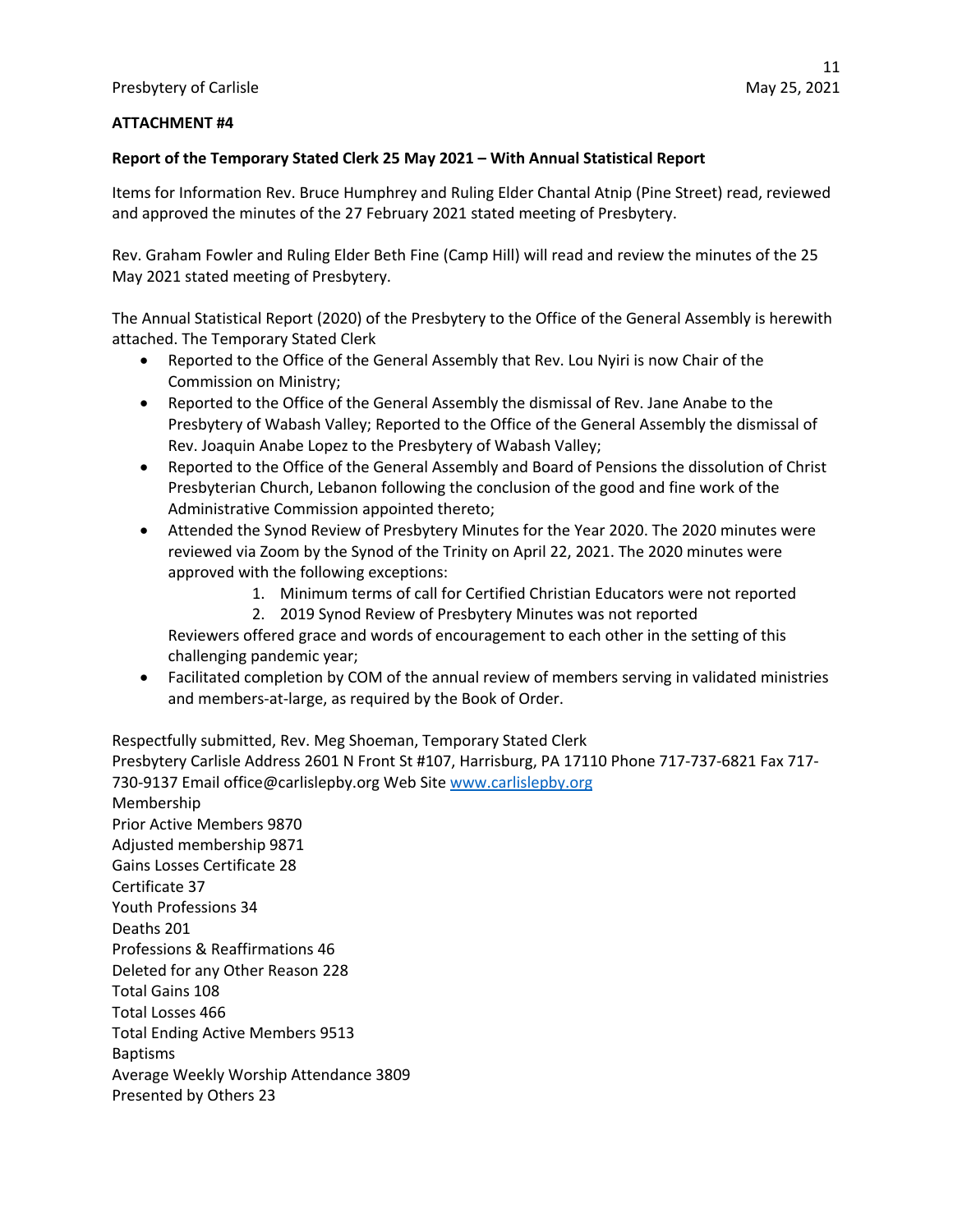**ATTACHMENT #4**

**Report of the Temporary Stated Clerk 25 May 2021 – With Annual Statistical Report**

Items for Information Rev. Bruce Humphrey and Ruling Elder Chantal Atnip (Pine Street) read, reviewed and approved the minutes of the 27 February 2021 stated meeting of Presbytery.

Rev. Graham Fowler and Ruling Elder Beth Fine (Camp Hill) will read and review the minutes of the 25 May 2021 stated meeting of Presbytery.

The Annual Statistical Report (2020) of the Presbytery to the Office of the General Assembly is herewith attached. The Temporary Stated Clerk

- Reported to the Office of the General Assembly that Rev. Lou Nyiri is now Chair of the Commission on Ministry;
- Reported to the Office of the General Assembly the dismissal of Rev. Jane Anabe to the Presbytery of Wabash Valley; Reported to the Office of the General Assembly the dismissal of Rev. Joaquin Anabe Lopez to the Presbytery of Wabash Valley;
- Reported to the Office of the General Assembly and Board of Pensions the dissolution of Christ Presbyterian Church, Lebanon following the conclusion of the good and fine work of the Administrative Commission appointed thereto;
- Attended the Synod Review of Presbytery Minutes for the Year 2020. The 2020 minutes were reviewed via Zoom by the Synod of the Trinity on April 22, 2021. The 2020 minutes were approved with the following exceptions:
    1. Minimum terms of call for Certified Christian Educators were not reported
    2. 2019 Synod Review of Presbytery Minutes was not reported

  Reviewers offered grace and words of encouragement to each other in the setting of this challenging pandemic year;
- Facilitated completion by COM of the annual review of members serving in validated ministries and members-at-large, as required by the Book of Order.

Respectfully submitted, Rev. Meg Shoeman, Temporary Stated Clerk
Presbytery Carlisle Address 2601 N Front St #107, Harrisburg, PA 17110 Phone 717-737-6821 Fax 717-730-9137 Email office@carlislepby.org Web Site www.carlislepby.org
Membership
Prior Active Members 9870
Adjusted membership 9871
Gains Losses Certificate 28
Certificate 37
Youth Professions 34
Deaths 201
Professions & Reaffirmations 46
Deleted for any Other Reason 228
Total Gains 108
Total Losses 466
Total Ending Active Members 9513
Baptisms
Average Weekly Worship Attendance 3809
Presented by Others 23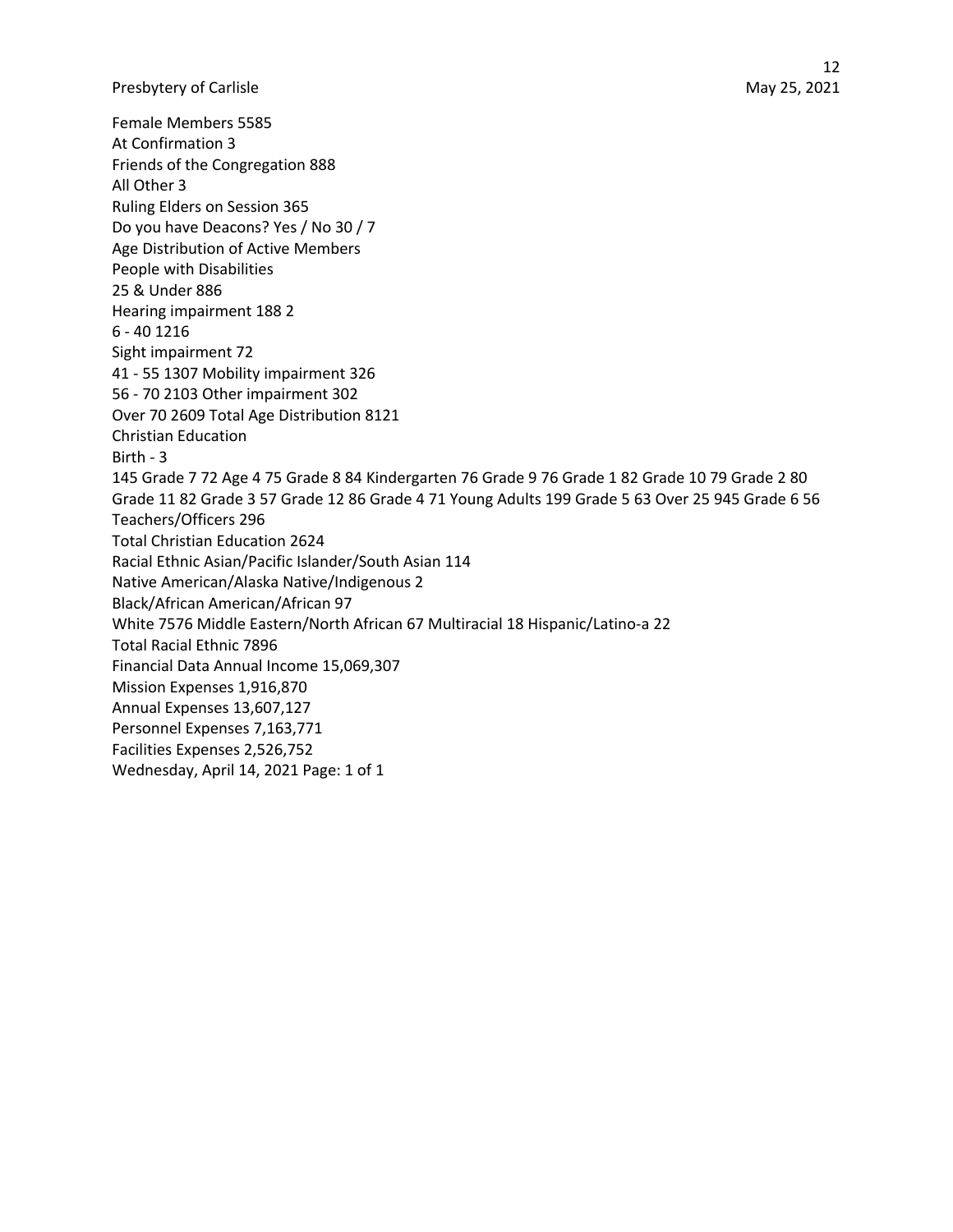Female Members 5585
At Confirmation 3
Friends of the Congregation 888
All Other 3
Ruling Elders on Session 365
Do you have Deacons? Yes / No 30 / 7
Age Distribution of Active Members
People with Disabilities
25 & Under 886
Hearing impairment 188 2
6 - 40 1216
Sight impairment 72
41 - 55 1307 Mobility impairment 326
56 - 70 2103 Other impairment 302
Over 70 2609 Total Age Distribution 8121
Christian Education
Birth - 3
145 Grade 7 72 Age 4 75 Grade 8 84 Kindergarten 76 Grade 9 76 Grade 1 82 Grade 10 79 Grade 2 80 Grade 11 82 Grade 3 57 Grade 12 86 Grade 4 71 Young Adults 199 Grade 5 63 Over 25 945 Grade 6 56
Teachers/Officers 296
Total Christian Education 2624
Racial Ethnic Asian/Pacific Islander/South Asian 114
Native American/Alaska Native/Indigenous 2
Black/African American/African 97
White 7576 Middle Eastern/North African 67 Multiracial 18 Hispanic/Latino-a 22
Total Racial Ethnic 7896
Financial Data Annual Income 15,069,307
Mission Expenses 1,916,870
Annual Expenses 13,607,127
Personnel Expenses 7,163,771
Facilities Expenses 2,526,752
Wednesday, April 14, 2021 Page: 1 of 1